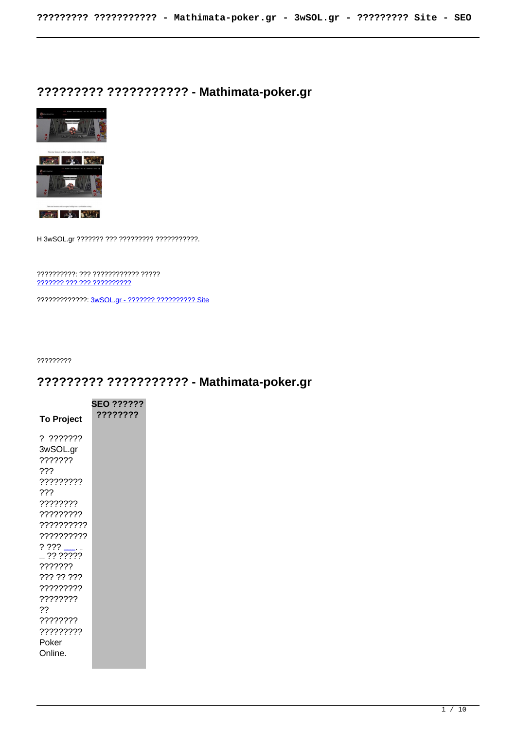# ????????? ??????????? - Mathimata-poker.gr

H 3wSOL.gr ??????? ??? ????????? ???????????.

??????????: ??? ???????????? ?????
??????? ??? ??? ??????????

?????????????: 3wSOL.gr - ??????? ?????????? Site

?????????

# ????????? ??????????? - Mathimata-poker.gr

| To Project | SEO ?????? ???????? |
|---|---|
| ? ??????? 3wSOL.gr ??????? ??? ????????? ??? ???????? ????????? ?????????? ?????????? ? ??? ___. ___ ?? ????? ??????? ??? ?? ??? ????????? ???????? ?? ???????? ????????? Poker Online. | |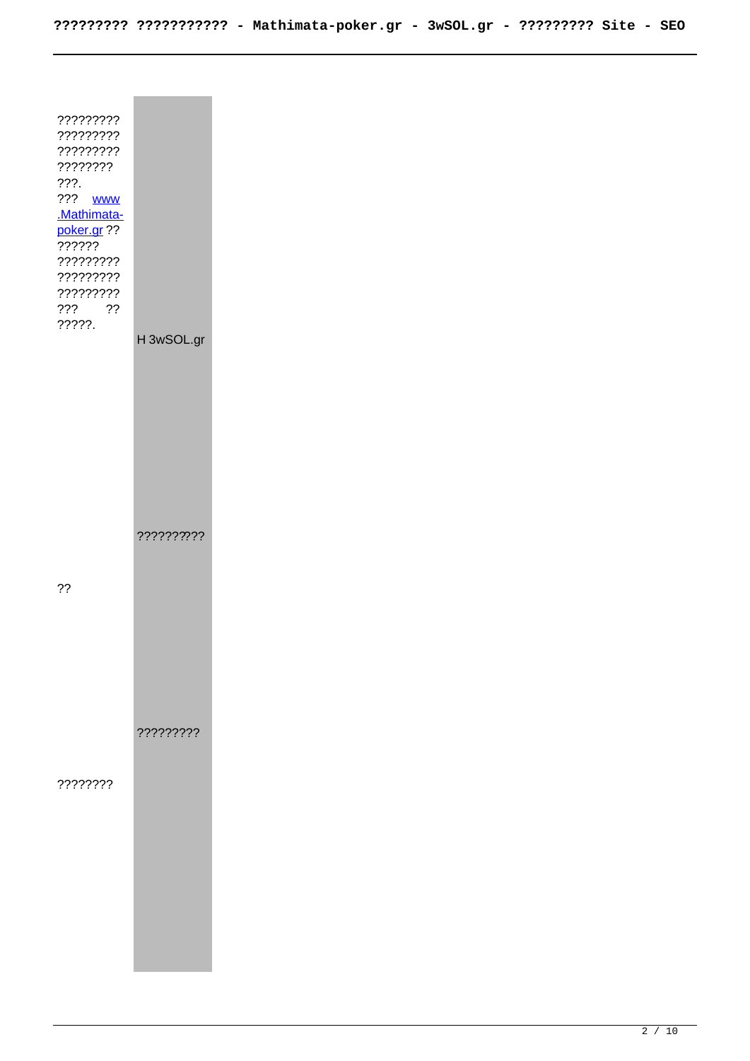| | |
|---|---|
| ????????? ????????? ????????? ???????? ???. ??? www.Mathimata-poker.gr ?? ?????? ????????? ????????? ????????? ??? ?? ?????. | H 3wSOL.gr |
| ?? | ????????? |
| ???????? | ????????? |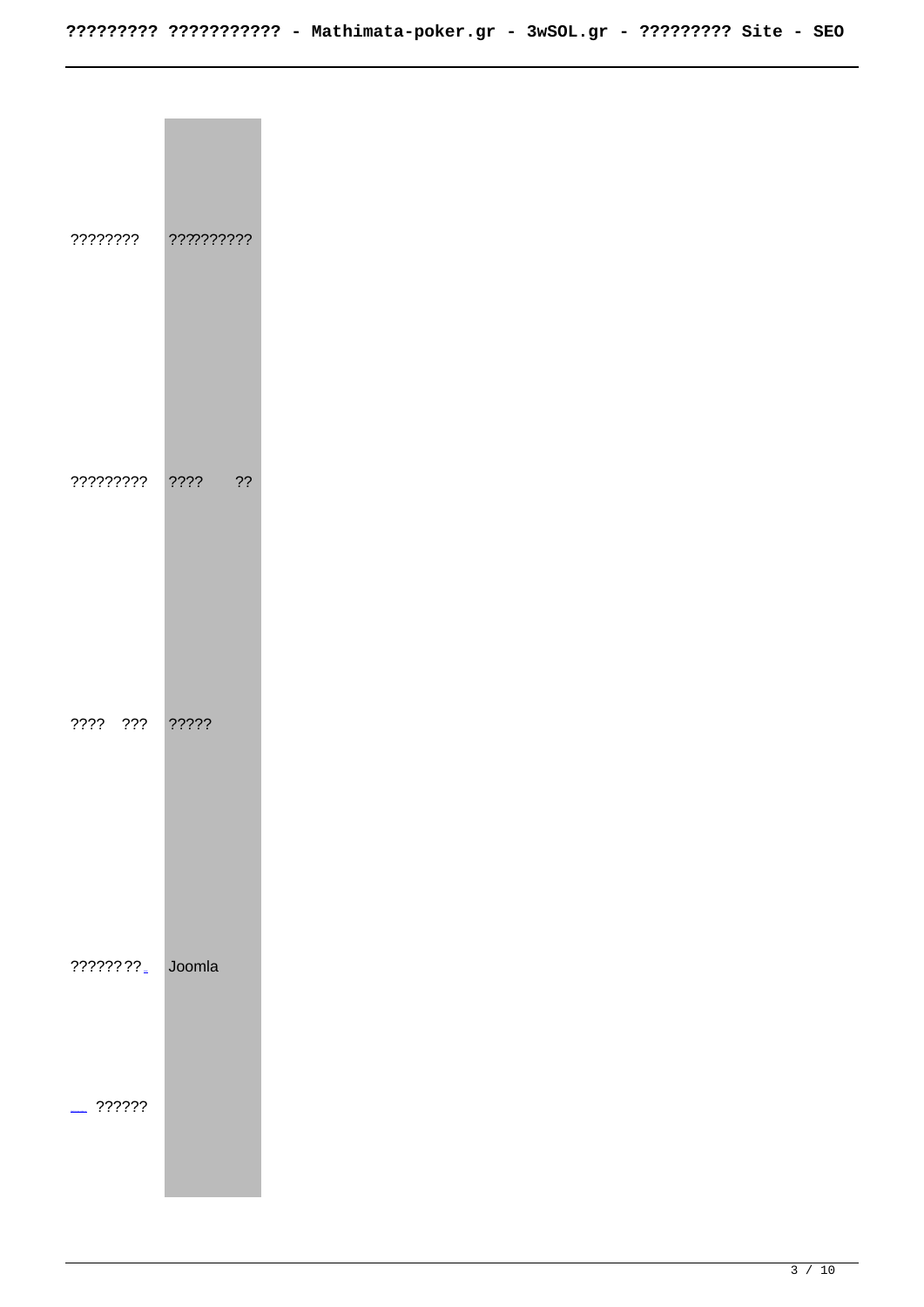| | |
|---|---|
| ???????? | ?????????? |
| ????????? | ????      ?? |
| ????  ??? | ????? |
| ??????? ?? | Joomla |
| ?????? | |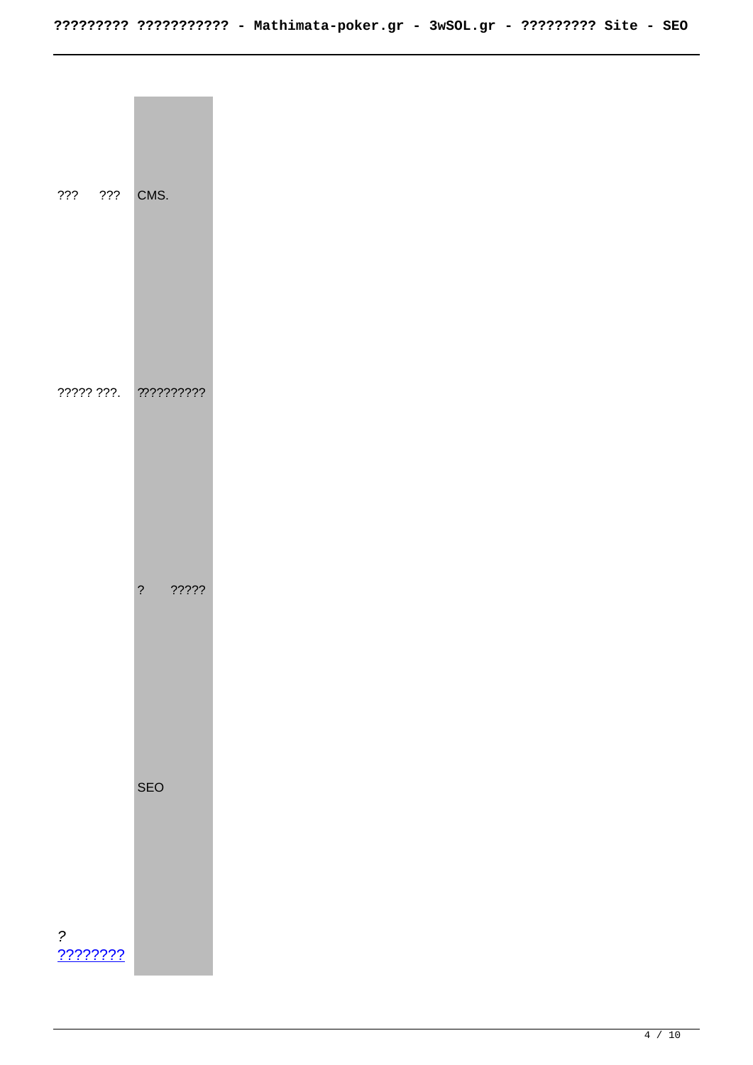| | |
|---|---|
| ??? ??? | CMS. |
| ????? ???. | ????????? |
| | ? ????? |
| | SEO |
| ? [????????]() | |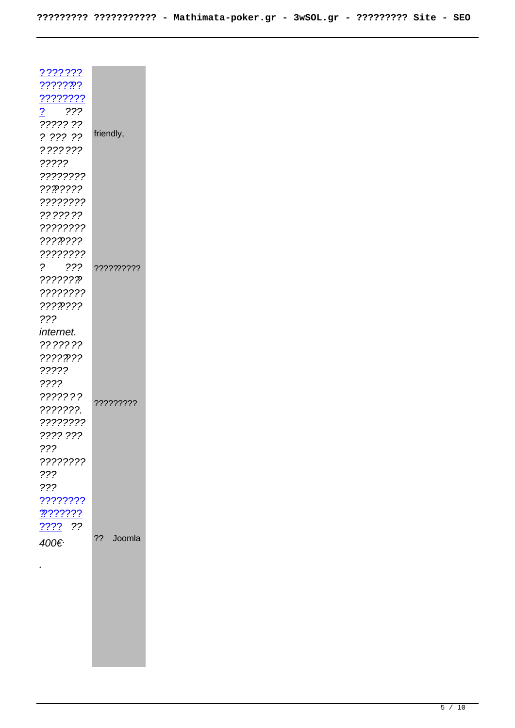| ??????? ??????? ???????? ? ??? ????? ?? ? ??? ?? ??????? ????? ???????? ???????? ???????? ?? ???? ?? ???????? ???????? ???????? ? ??? ???????? ???????? ???????? ??? internet. ?? ???? ?? ???????? ????? ???? ??????? ???????. ???????? ???? ??? ??? ???????? ??? ??? ???????? ???????? ???? ?? 400€. | friendly, ?????????? ????????? ?? Joomla |
|---|---|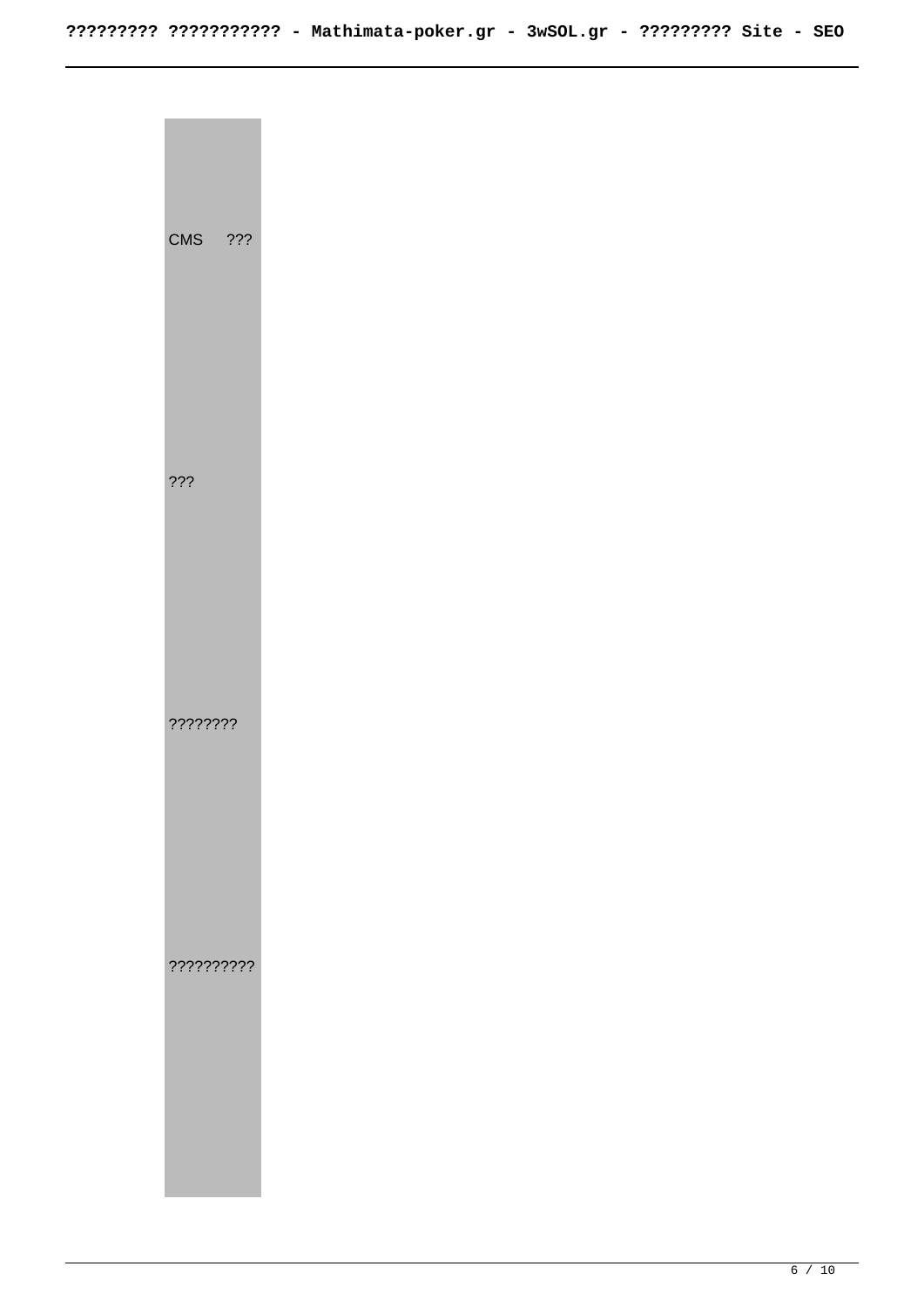| |
|---|
| CMS ??? |
| ??? |
| ???????? |
| ?????????? |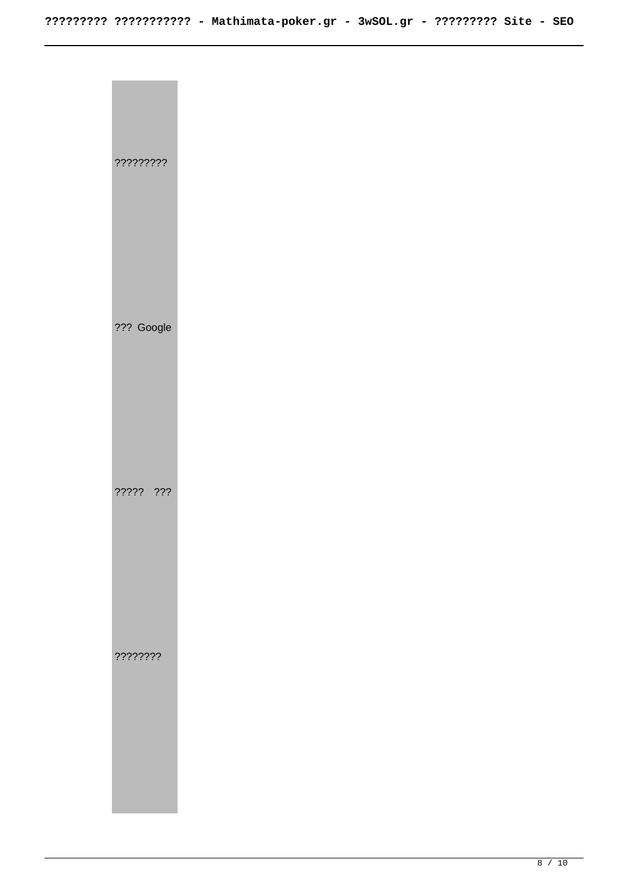?????????

??? Google

????? ???

????????